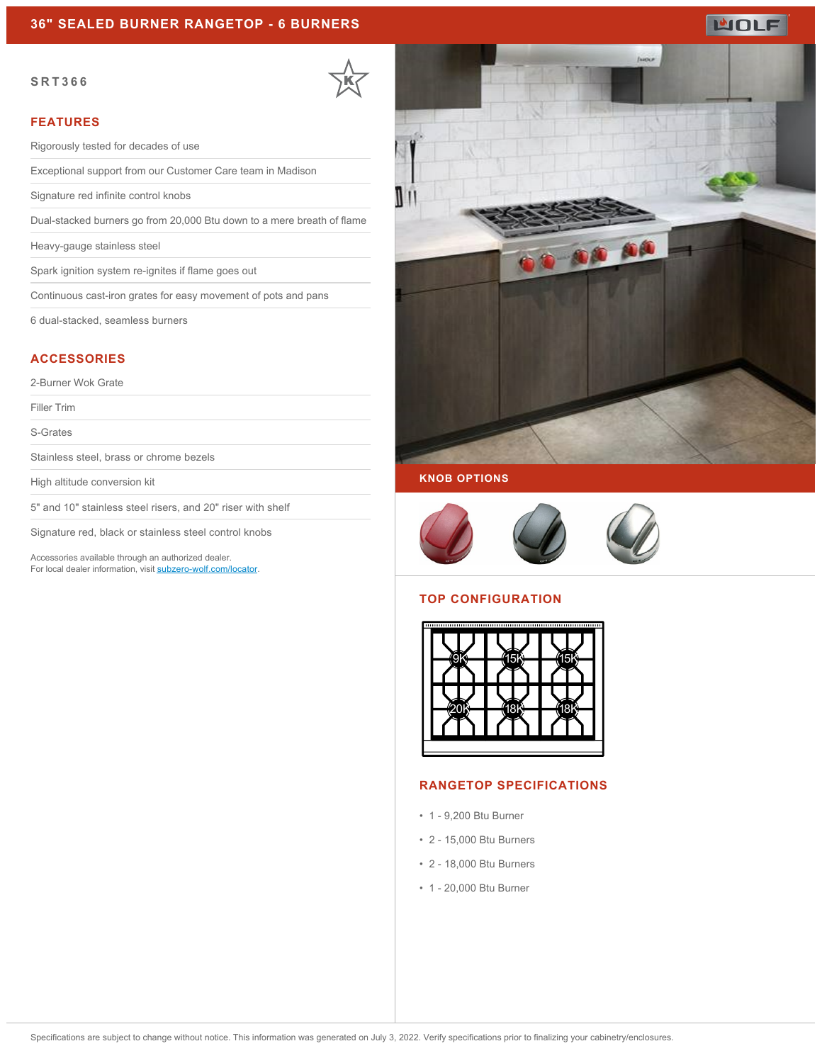# 36" SEALED BURNER RANGETOP - 6 BURNERS

## SRT366

### FEATURES

- Rigorously tested for decades of use
- Exceptional support from our Customer Care team in Madison
- Signature red infinite control knobs
- Dual-stacked burners go from 20,000 Btu down to a mere breath of flame
- Heavy-gauge stainless steel
- Spark ignition system re-ignites if flame goes out
- Continuous cast-iron grates for easy movement of pots and pans
- 6 dual-stacked, seamless burners

### ACCESSORIES

- 2-Burner Wok Grate
- Filler Trim
- S-Grates
- Stainless steel, brass or chrome bezels
- High altitude conversion kit
- 5" and 10" stainless steel risers, and 20" riser with shelf
- Signature red, black or stainless steel control knobs

Accessories available through an authorized dealer.
For local dealer information, visit subzero-wolf.com/locator.

### KNOB OPTIONS

### TOP CONFIGURATION

9K, 15K, 15K
20K, 18K, 18K

### RANGETOP SPECIFICATIONS

- 1 - 9,200 Btu Burner
- 2 - 15,000 Btu Burners
- 2 - 18,000 Btu Burners
- 1 - 20,000 Btu Burner

Specifications are subject to change without notice. This information was generated on July 3, 2022. Verify specifications prior to finalizing your cabinetry/enclosures.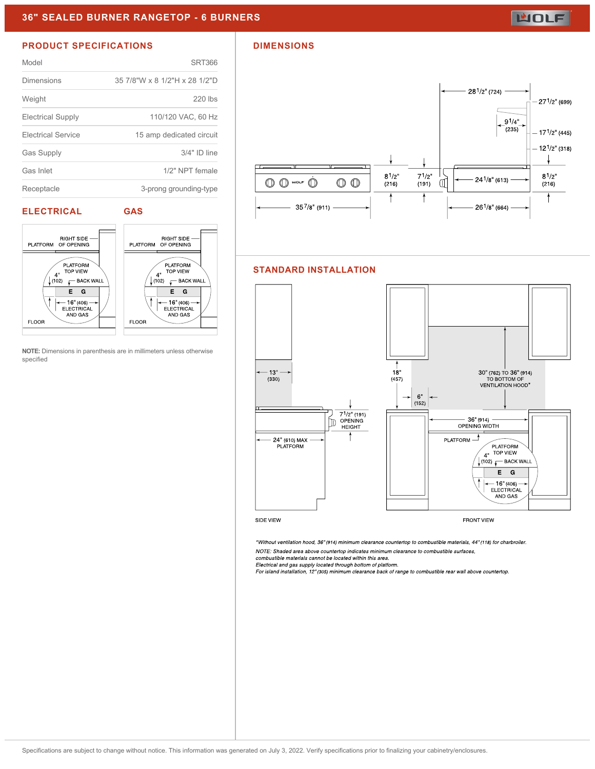# 36" SEALED BURNER RANGETOP - 6 BURNERS

## PRODUCT SPECIFICATIONS

| | |
|---|---|
| Model | SRT366 |
| Dimensions | 35 7/8"W x 8 1/2"H x 28 1/2"D |
| Weight | 220 lbs |
| Electrical Supply | 110/120 VAC, 60 Hz |
| Electrical Service | 15 amp dedicated circuit |
| Gas Supply | 3/4" ID line |
| Gas Inlet | 1/2" NPT female |
| Receptacle | 3-prong grounding-type |

## ELECTRICAL

PLATFORM
RIGHT SIDE OF OPENING
PLATFORM TOP VIEW
4" (102)
BACK WALL
E G
16" (406) ELECTRICAL AND GAS
FLOOR

## GAS

PLATFORM
RIGHT SIDE OF OPENING
PLATFORM TOP VIEW
4" (102)
BACK WALL
E G
16" (406) ELECTRICAL AND GAS
FLOOR

**NOTE:** Dimensions in parenthesis are in millimeters unless otherwise specified

## DIMENSIONS

28 1/2" (724)
27 1/2" (699)
9 1/4" (235)
17 1/2" (445)
12 1/2" (318)
8 1/2" (216)
7 1/2" (191)
24 1/8" (613)
8 1/2" (216)
35 7/8" (911)
26 1/8" (664)

## STANDARD INSTALLATION

13" (330)
7 1/2" (191) OPENING HEIGHT
24" (610) MAX PLATFORM
SIDE VIEW

18" (457)
30" (762) TO 36" (914) TO BOTTOM OF VENTILATION HOOD*
6" (152)
36" (914) OPENING WIDTH
PLATFORM
PLATFORM TOP VIEW
4" (102)
BACK WALL
E G
16" (406) ELECTRICAL AND GAS
FRONT VIEW

*\*Without ventilation hood, 36" (914) minimum clearance countertop to combustible materials, 44" (118) for charbroiler.*

*NOTE: Shaded area above countertop indicates minimum clearance to combustible surfaces, combustible materials cannot be located within this area.*

*Electrical and gas supply located through bottom of platform.*

*For island installation, 12" (305) minimum clearance back of range to combustible rear wall above countertop.*

Specifications are subject to change without notice. This information was generated on July 3, 2022. Verify specifications prior to finalizing your cabinetry/enclosures.